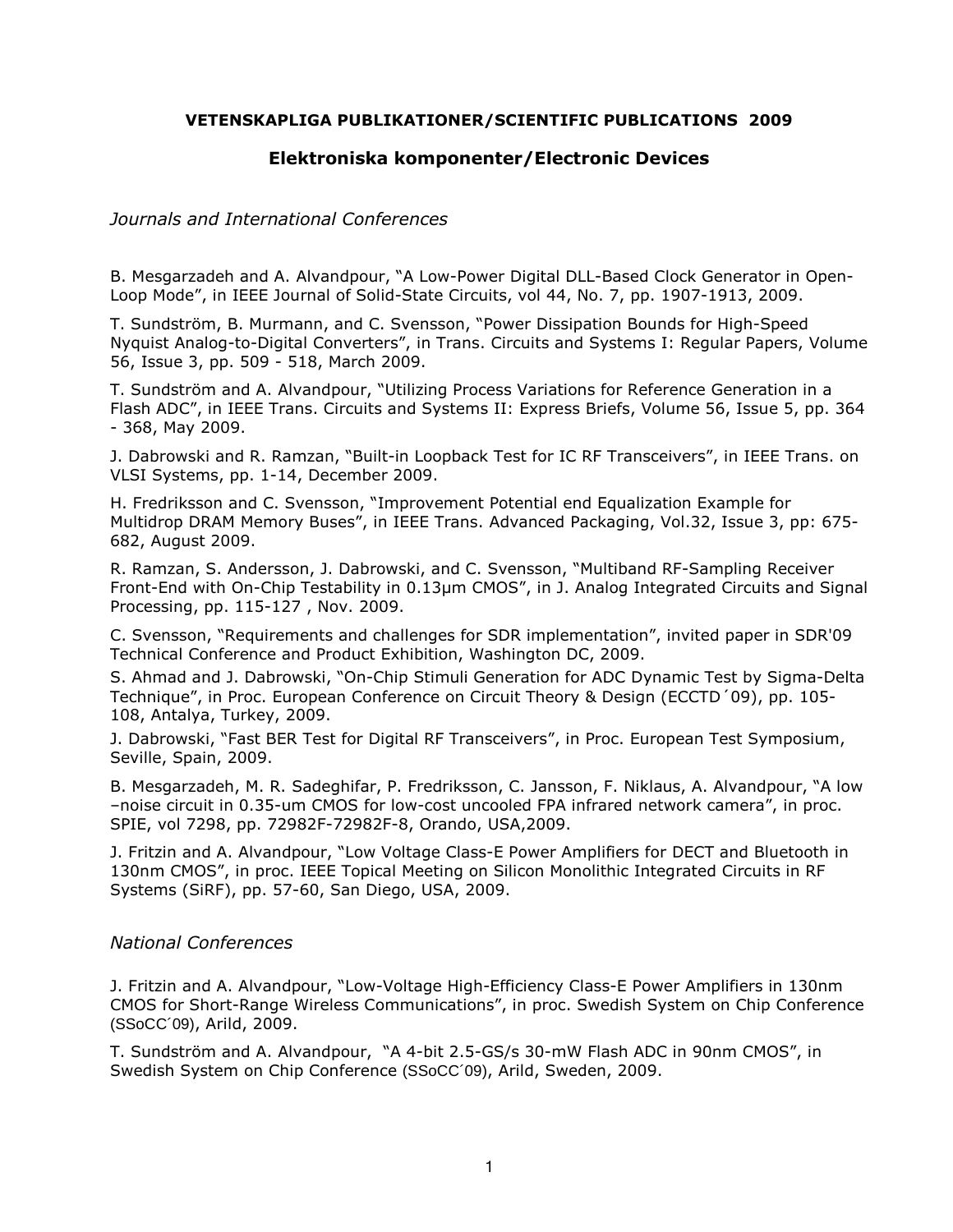# VETENSKAPLIGA PUBLIKATIONER/SCIENTIFIC PUBLICATIONS 2009

## Elektroniska komponenter/Electronic Devices

### *Journals and International Conferences*

B. Mesgarzadeh and A. Alvandpour, "A Low-Power Digital DLL-Based Clock Generator in Open-Loop Mode", in IEEE Journal of Solid-State Circuits, vol 44, No. 7, pp. 1907-1913, 2009.

T. Sundström, B. Murmann, and C. Svensson, "Power Dissipation Bounds for High-Speed Nyquist Analog-to-Digital Converters", in Trans. Circuits and Systems I: Regular Papers, Volume 56, Issue 3, pp. 509 - 518, March 2009.

T. Sundström and A. Alvandpour, "Utilizing Process Variations for Reference Generation in a Flash ADC", in IEEE Trans. Circuits and Systems II: Express Briefs, Volume 56, Issue 5, pp. 364 - 368, May 2009.

J. Dabrowski and R. Ramzan, "Built-in Loopback Test for IC RF Transceivers", in IEEE Trans. on VLSI Systems, pp. 1-14, December 2009.

H. Fredriksson and C. Svensson, "Improvement Potential end Equalization Example for Multidrop DRAM Memory Buses", in IEEE Trans. Advanced Packaging, Vol.32, Issue 3, pp: 675-682, August 2009.

R. Ramzan, S. Andersson, J. Dabrowski, and C. Svensson, "Multiband RF-Sampling Receiver Front-End with On-Chip Testability in 0.13μm CMOS", in J. Analog Integrated Circuits and Signal Processing, pp. 115-127 , Nov. 2009.

C. Svensson, "Requirements and challenges for SDR implementation", invited paper in SDR'09 Technical Conference and Product Exhibition, Washington DC, 2009.

S. Ahmad and J. Dabrowski, "On-Chip Stimuli Generation for ADC Dynamic Test by Sigma-Delta Technique", in Proc. European Conference on Circuit Theory & Design (ECCTD´09), pp. 105-108, Antalya, Turkey, 2009.

J. Dabrowski, "Fast BER Test for Digital RF Transceivers", in Proc. European Test Symposium, Seville, Spain, 2009.

B. Mesgarzadeh, M. R. Sadeghifar, P. Fredriksson, C. Jansson, F. Niklaus, A. Alvandpour, "A low –noise circuit in 0.35-um CMOS for low-cost uncooled FPA infrared network camera", in proc. SPIE, vol 7298, pp. 72982F-72982F-8, Orando, USA,2009.

J. Fritzin and A. Alvandpour, "Low Voltage Class-E Power Amplifiers for DECT and Bluetooth in 130nm CMOS", in proc. IEEE Topical Meeting on Silicon Monolithic Integrated Circuits in RF Systems (SiRF), pp. 57-60, San Diego, USA, 2009.

### *National Conferences*

J. Fritzin and A. Alvandpour, "Low-Voltage High-Efficiency Class-E Power Amplifiers in 130nm CMOS for Short-Range Wireless Communications", in proc. Swedish System on Chip Conference (SSoCC´09), Arild, 2009.

T. Sundström and A. Alvandpour, "A 4-bit 2.5-GS/s 30-mW Flash ADC in 90nm CMOS", in Swedish System on Chip Conference (SSoCC´09), Arild, Sweden, 2009.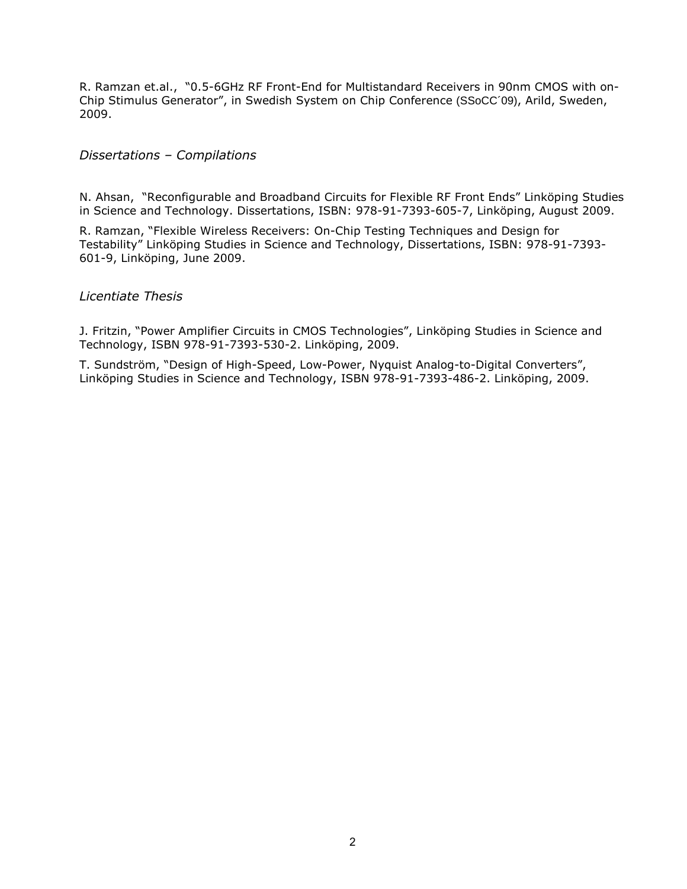R. Ramzan et.al., "0.5-6GHz RF Front-End for Multistandard Receivers in 90nm CMOS with on-Chip Stimulus Generator", in Swedish System on Chip Conference (SSoCC´09), Arild, Sweden, 2009.

*Dissertations – Compilations*

N. Ahsan, "Reconfigurable and Broadband Circuits for Flexible RF Front Ends" Linköping Studies in Science and Technology. Dissertations, ISBN: 978-91-7393-605-7, Linköping, August 2009.

R. Ramzan, "Flexible Wireless Receivers: On-Chip Testing Techniques and Design for Testability" Linköping Studies in Science and Technology, Dissertations, ISBN: 978-91-7393-601-9, Linköping, June 2009.

*Licentiate Thesis*

J. Fritzin, "Power Amplifier Circuits in CMOS Technologies", Linköping Studies in Science and Technology, ISBN 978-91-7393-530-2. Linköping, 2009.

T. Sundström, "Design of High-Speed, Low-Power, Nyquist Analog-to-Digital Converters", Linköping Studies in Science and Technology, ISBN 978-91-7393-486-2. Linköping, 2009.